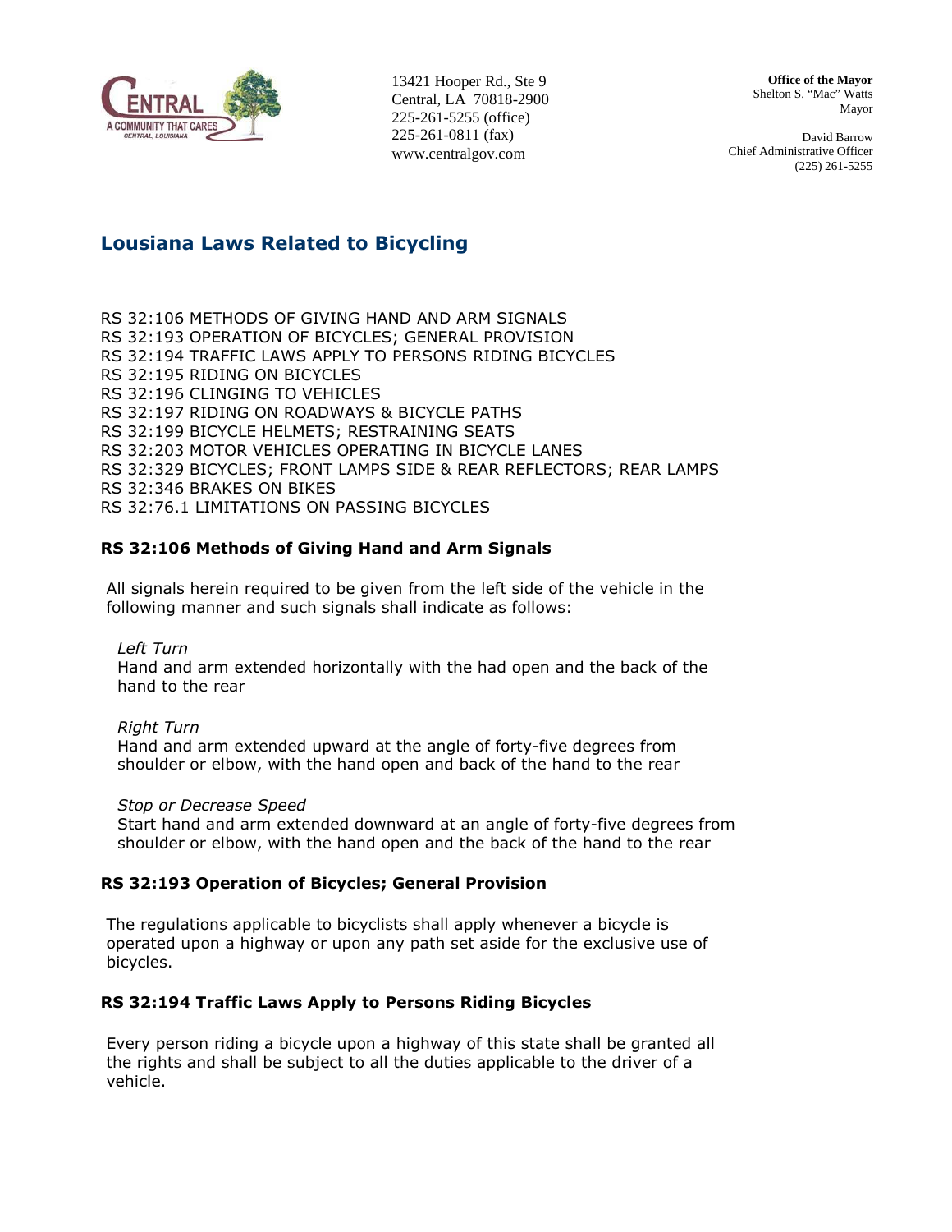CENTRAL
A COMMUNITY THAT CARES
CENTRAL, LOUISIANA

13421 Hooper Rd., Ste 9
Central, LA 70818-2900
225-261-5255 (office)
225-261-0811 (fax)
www.centralgov.com

**Office of the Mayor**
Shelton S. "Mac" Watts
Mayor

David Barrow
Chief Administrative Officer
(225) 261-5255

## Lousiana Laws Related to Bicycling

RS 32:106 METHODS OF GIVING HAND AND ARM SIGNALS
RS 32:193 OPERATION OF BICYCLES; GENERAL PROVISION
RS 32:194 TRAFFIC LAWS APPLY TO PERSONS RIDING BICYCLES
RS 32:195 RIDING ON BICYCLES
RS 32:196 CLINGING TO VEHICLES
RS 32:197 RIDING ON ROADWAYS & BICYCLE PATHS
RS 32:199 BICYCLE HELMETS; RESTRAINING SEATS
RS 32:203 MOTOR VEHICLES OPERATING IN BICYCLE LANES
RS 32:329 BICYCLES; FRONT LAMPS SIDE & REAR REFLECTORS; REAR LAMPS
RS 32:346 BRAKES ON BIKES
RS 32:76.1 LIMITATIONS ON PASSING BICYCLES

### RS 32:106 Methods of Giving Hand and Arm Signals

All signals herein required to be given from the left side of the vehicle in the following manner and such signals shall indicate as follows:

*Left Turn*
Hand and arm extended horizontally with the had open and the back of the hand to the rear

*Right Turn*
Hand and arm extended upward at the angle of forty-five degrees from shoulder or elbow, with the hand open and back of the hand to the rear

*Stop or Decrease Speed*
Start hand and arm extended downward at an angle of forty-five degrees from shoulder or elbow, with the hand open and the back of the hand to the rear

### RS 32:193 Operation of Bicycles; General Provision

The regulations applicable to bicyclists shall apply whenever a bicycle is operated upon a highway or upon any path set aside for the exclusive use of bicycles.

### RS 32:194 Traffic Laws Apply to Persons Riding Bicycles

Every person riding a bicycle upon a highway of this state shall be granted all the rights and shall be subject to all the duties applicable to the driver of a vehicle.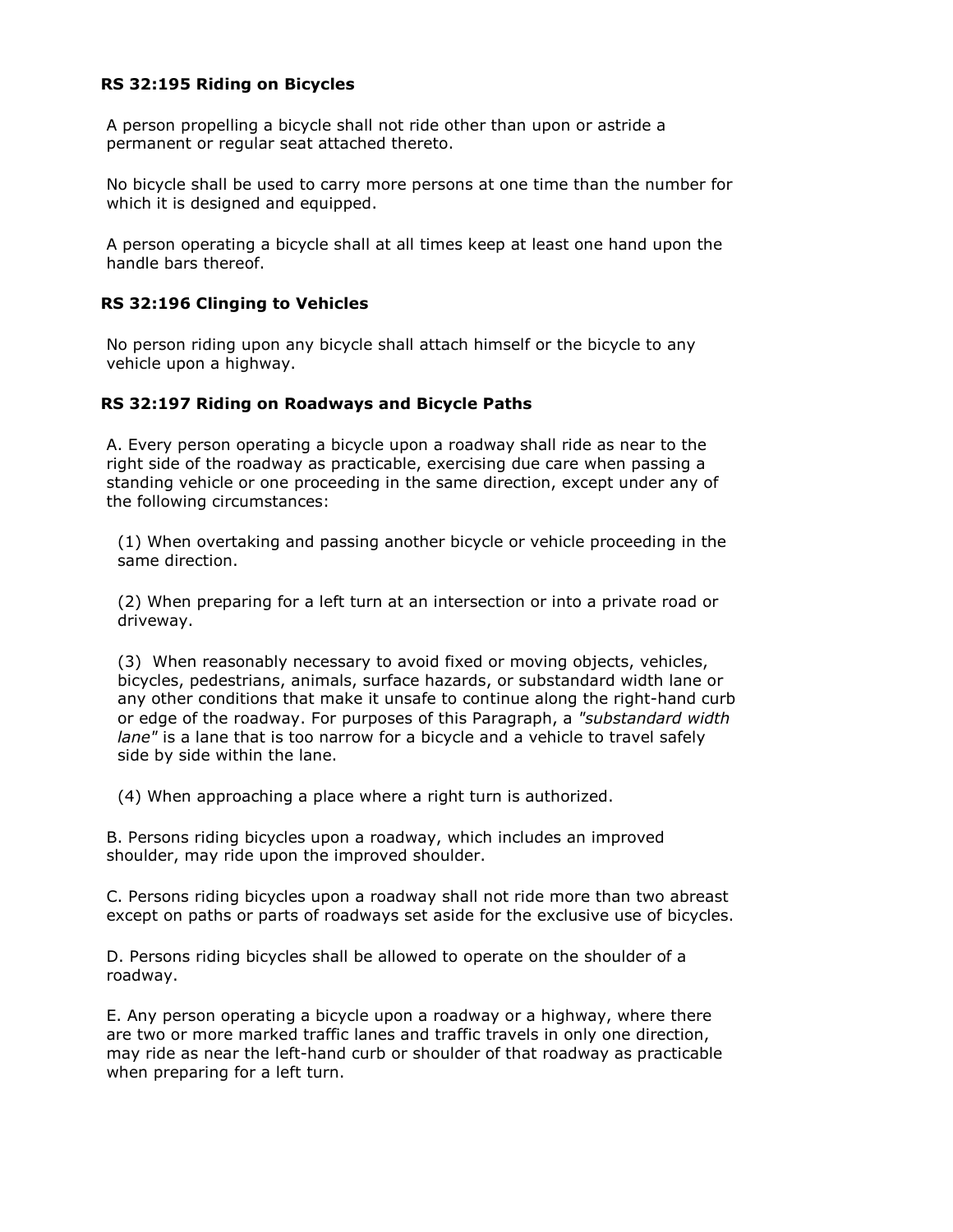### RS 32:195 Riding on Bicycles

A person propelling a bicycle shall not ride other than upon or astride a permanent or regular seat attached thereto.

No bicycle shall be used to carry more persons at one time than the number for which it is designed and equipped.

A person operating a bicycle shall at all times keep at least one hand upon the handle bars thereof.

### RS 32:196 Clinging to Vehicles

No person riding upon any bicycle shall attach himself or the bicycle to any vehicle upon a highway.

### RS 32:197 Riding on Roadways and Bicycle Paths

A. Every person operating a bicycle upon a roadway shall ride as near to the right side of the roadway as practicable, exercising due care when passing a standing vehicle or one proceeding in the same direction, except under any of the following circumstances:

(1) When overtaking and passing another bicycle or vehicle proceeding in the same direction.

(2) When preparing for a left turn at an intersection or into a private road or driveway.

(3) When reasonably necessary to avoid fixed or moving objects, vehicles, bicycles, pedestrians, animals, surface hazards, or substandard width lane or any other conditions that make it unsafe to continue along the right-hand curb or edge of the roadway. For purposes of this Paragraph, a *"substandard width lane"* is a lane that is too narrow for a bicycle and a vehicle to travel safely side by side within the lane.

(4) When approaching a place where a right turn is authorized.

B. Persons riding bicycles upon a roadway, which includes an improved shoulder, may ride upon the improved shoulder.

C. Persons riding bicycles upon a roadway shall not ride more than two abreast except on paths or parts of roadways set aside for the exclusive use of bicycles.

D. Persons riding bicycles shall be allowed to operate on the shoulder of a roadway.

E. Any person operating a bicycle upon a roadway or a highway, where there are two or more marked traffic lanes and traffic travels in only one direction, may ride as near the left-hand curb or shoulder of that roadway as practicable when preparing for a left turn.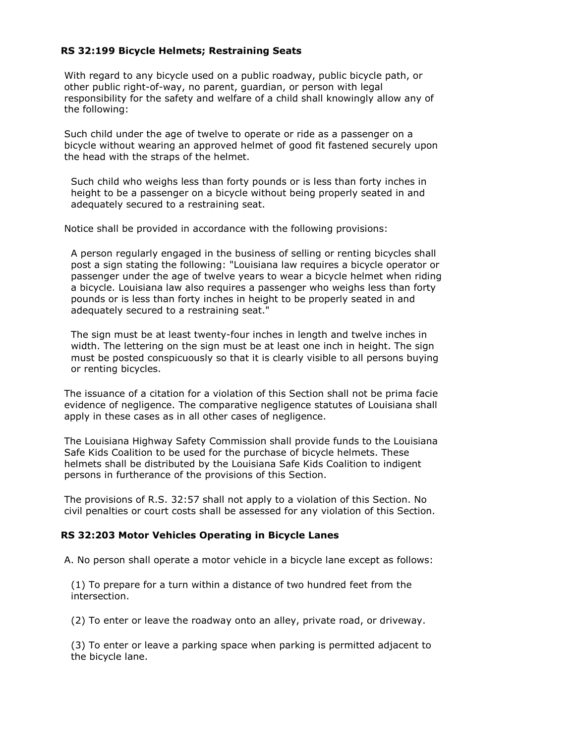### RS 32:199 Bicycle Helmets; Restraining Seats

With regard to any bicycle used on a public roadway, public bicycle path, or other public right-of-way, no parent, guardian, or person with legal responsibility for the safety and welfare of a child shall knowingly allow any of the following:

Such child under the age of twelve to operate or ride as a passenger on a bicycle without wearing an approved helmet of good fit fastened securely upon the head with the straps of the helmet.

Such child who weighs less than forty pounds or is less than forty inches in height to be a passenger on a bicycle without being properly seated in and adequately secured to a restraining seat.

Notice shall be provided in accordance with the following provisions:

A person regularly engaged in the business of selling or renting bicycles shall post a sign stating the following: "Louisiana law requires a bicycle operator or passenger under the age of twelve years to wear a bicycle helmet when riding a bicycle. Louisiana law also requires a passenger who weighs less than forty pounds or is less than forty inches in height to be properly seated in and adequately secured to a restraining seat."

The sign must be at least twenty-four inches in length and twelve inches in width. The lettering on the sign must be at least one inch in height. The sign must be posted conspicuously so that it is clearly visible to all persons buying or renting bicycles.

The issuance of a citation for a violation of this Section shall not be prima facie evidence of negligence. The comparative negligence statutes of Louisiana shall apply in these cases as in all other cases of negligence.

The Louisiana Highway Safety Commission shall provide funds to the Louisiana Safe Kids Coalition to be used for the purchase of bicycle helmets. These helmets shall be distributed by the Louisiana Safe Kids Coalition to indigent persons in furtherance of the provisions of this Section.

The provisions of R.S. 32:57 shall not apply to a violation of this Section. No civil penalties or court costs shall be assessed for any violation of this Section.

### RS 32:203 Motor Vehicles Operating in Bicycle Lanes

A. No person shall operate a motor vehicle in a bicycle lane except as follows:

(1) To prepare for a turn within a distance of two hundred feet from the intersection.

(2) To enter or leave the roadway onto an alley, private road, or driveway.

(3) To enter or leave a parking space when parking is permitted adjacent to the bicycle lane.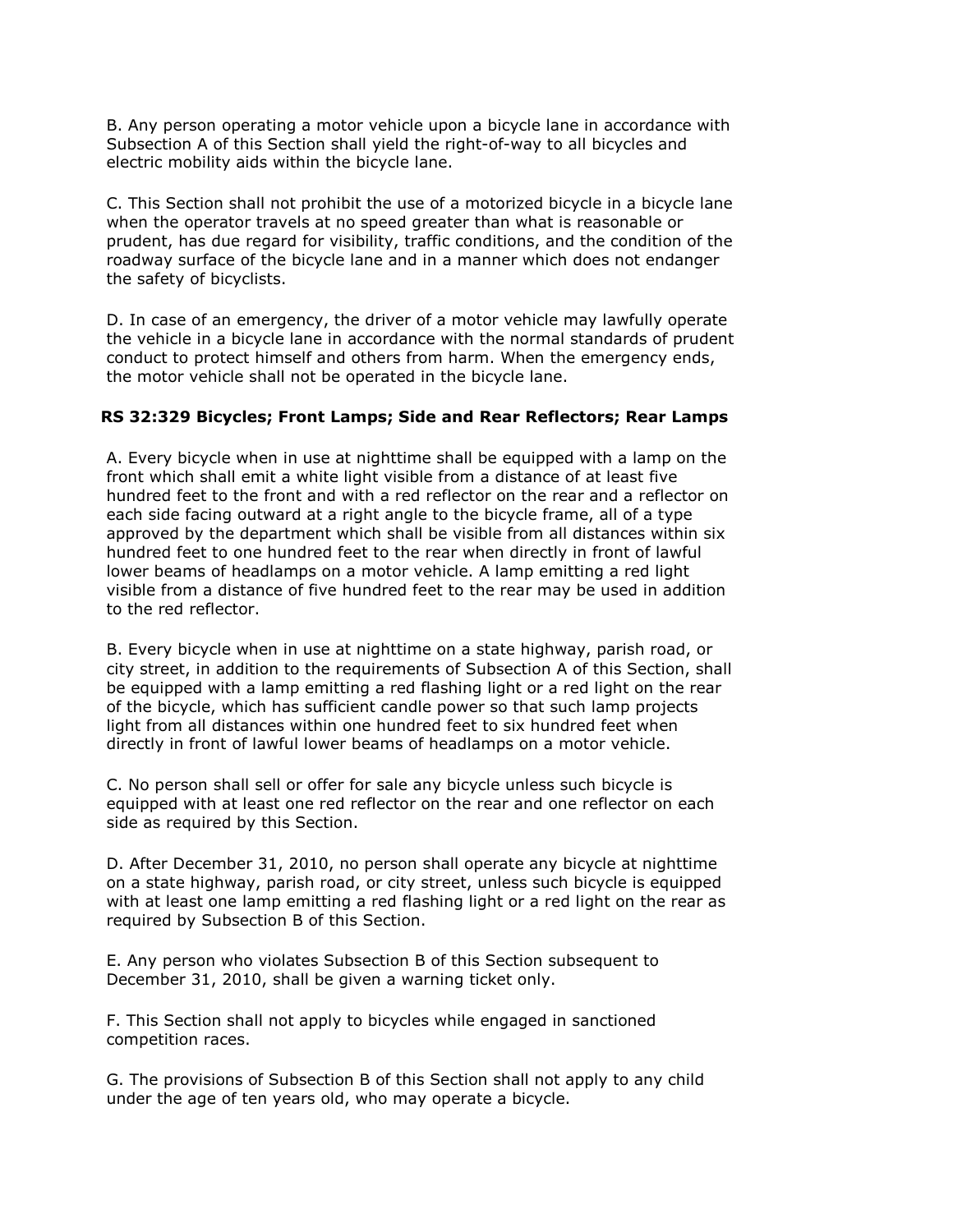B. Any person operating a motor vehicle upon a bicycle lane in accordance with Subsection A of this Section shall yield the right-of-way to all bicycles and electric mobility aids within the bicycle lane.

C. This Section shall not prohibit the use of a motorized bicycle in a bicycle lane when the operator travels at no speed greater than what is reasonable or prudent, has due regard for visibility, traffic conditions, and the condition of the roadway surface of the bicycle lane and in a manner which does not endanger the safety of bicyclists.

D. In case of an emergency, the driver of a motor vehicle may lawfully operate the vehicle in a bicycle lane in accordance with the normal standards of prudent conduct to protect himself and others from harm. When the emergency ends, the motor vehicle shall not be operated in the bicycle lane.

**RS 32:329 Bicycles; Front Lamps; Side and Rear Reflectors; Rear Lamps**

A. Every bicycle when in use at nighttime shall be equipped with a lamp on the front which shall emit a white light visible from a distance of at least five hundred feet to the front and with a red reflector on the rear and a reflector on each side facing outward at a right angle to the bicycle frame, all of a type approved by the department which shall be visible from all distances within six hundred feet to one hundred feet to the rear when directly in front of lawful lower beams of headlamps on a motor vehicle. A lamp emitting a red light visible from a distance of five hundred feet to the rear may be used in addition to the red reflector.

B. Every bicycle when in use at nighttime on a state highway, parish road, or city street, in addition to the requirements of Subsection A of this Section, shall be equipped with a lamp emitting a red flashing light or a red light on the rear of the bicycle, which has sufficient candle power so that such lamp projects light from all distances within one hundred feet to six hundred feet when directly in front of lawful lower beams of headlamps on a motor vehicle.

C. No person shall sell or offer for sale any bicycle unless such bicycle is equipped with at least one red reflector on the rear and one reflector on each side as required by this Section.

D. After December 31, 2010, no person shall operate any bicycle at nighttime on a state highway, parish road, or city street, unless such bicycle is equipped with at least one lamp emitting a red flashing light or a red light on the rear as required by Subsection B of this Section.

E. Any person who violates Subsection B of this Section subsequent to December 31, 2010, shall be given a warning ticket only.

F. This Section shall not apply to bicycles while engaged in sanctioned competition races.

G. The provisions of Subsection B of this Section shall not apply to any child under the age of ten years old, who may operate a bicycle.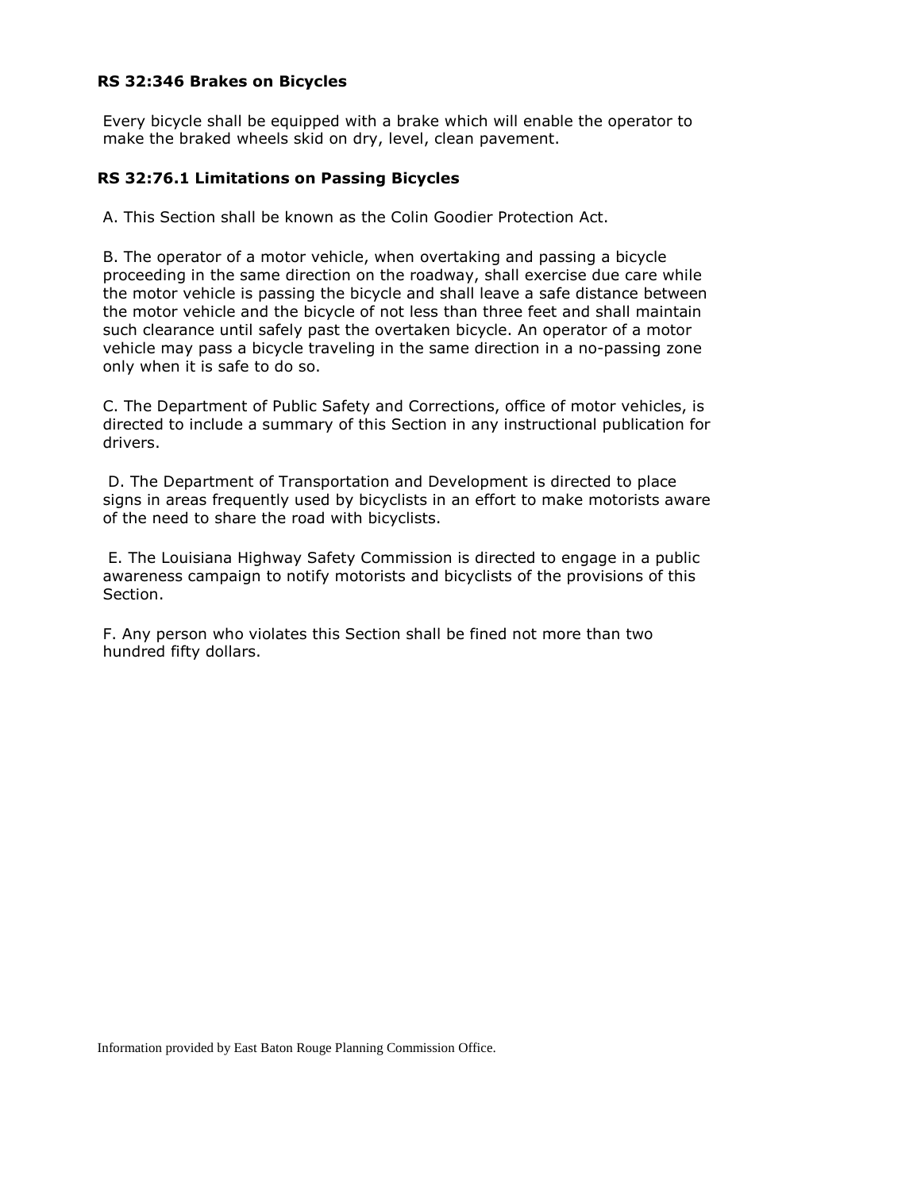**RS 32:346 Brakes on Bicycles**

Every bicycle shall be equipped with a brake which will enable the operator to make the braked wheels skid on dry, level, clean pavement.

**RS 32:76.1 Limitations on Passing Bicycles**

A. This Section shall be known as the Colin Goodier Protection Act.

B. The operator of a motor vehicle, when overtaking and passing a bicycle proceeding in the same direction on the roadway, shall exercise due care while the motor vehicle is passing the bicycle and shall leave a safe distance between the motor vehicle and the bicycle of not less than three feet and shall maintain such clearance until safely past the overtaken bicycle. An operator of a motor vehicle may pass a bicycle traveling in the same direction in a no-passing zone only when it is safe to do so.

C. The Department of Public Safety and Corrections, office of motor vehicles, is directed to include a summary of this Section in any instructional publication for drivers.

D. The Department of Transportation and Development is directed to place signs in areas frequently used by bicyclists in an effort to make motorists aware of the need to share the road with bicyclists.

E. The Louisiana Highway Safety Commission is directed to engage in a public awareness campaign to notify motorists and bicyclists of the provisions of this Section.

F. Any person who violates this Section shall be fined not more than two hundred fifty dollars.

Information provided by East Baton Rouge Planning Commission Office.